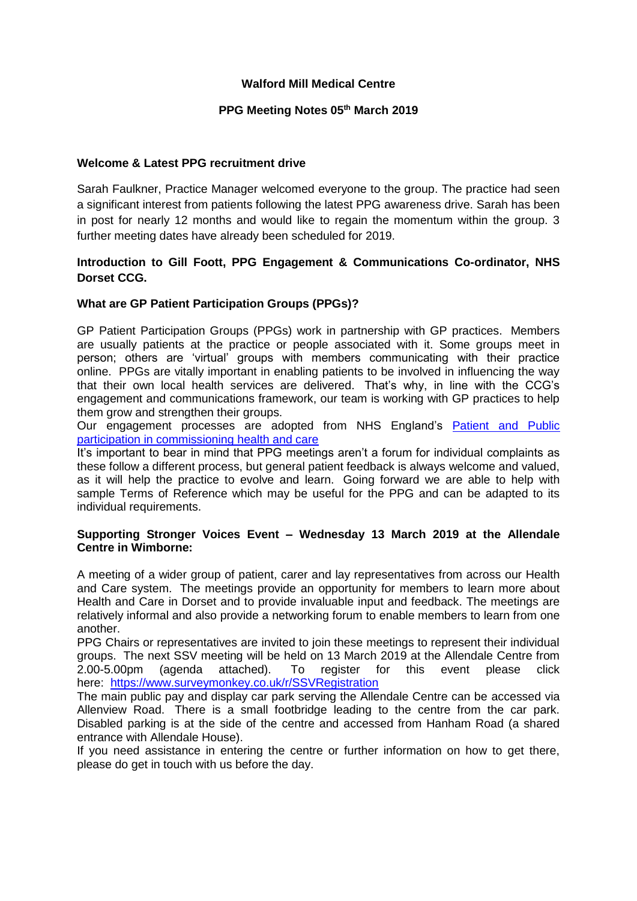# Walford Mill Medical Centre

## PPG Meeting Notes 05th March 2019

### Welcome & Latest PPG recruitment drive

Sarah Faulkner, Practice Manager welcomed everyone to the group. The practice had seen a significant interest from patients following the latest PPG awareness drive. Sarah has been in post for nearly 12 months and would like to regain the momentum within the group. 3 further meeting dates have already been scheduled for 2019.

### Introduction to Gill Foott, PPG Engagement & Communications Co-ordinator, NHS Dorset CCG.

### What are GP Patient Participation Groups (PPGs)?

GP Patient Participation Groups (PPGs) work in partnership with GP practices. Members are usually patients at the practice or people associated with it. Some groups meet in person; others are 'virtual' groups with members communicating with their practice online. PPGs are vitally important in enabling patients to be involved in influencing the way that their own local health services are delivered. That's why, in line with the CCG's engagement and communications framework, our team is working with GP practices to help them grow and strengthen their groups.

Our engagement processes are adopted from NHS England's [Patient and Public participation in commissioning health and care]

It's important to bear in mind that PPG meetings aren't a forum for individual complaints as these follow a different process, but general patient feedback is always welcome and valued, as it will help the practice to evolve and learn. Going forward we are able to help with sample Terms of Reference which may be useful for the PPG and can be adapted to its individual requirements.

### Supporting Stronger Voices Event – Wednesday 13 March 2019 at the Allendale Centre in Wimborne:

A meeting of a wider group of patient, carer and lay representatives from across our Health and Care system. The meetings provide an opportunity for members to learn more about Health and Care in Dorset and to provide invaluable input and feedback. The meetings are relatively informal and also provide a networking forum to enable members to learn from one another.

PPG Chairs or representatives are invited to join these meetings to represent their individual groups. The next SSV meeting will be held on 13 March 2019 at the Allendale Centre from 2.00-5.00pm (agenda attached). To register for this event please click here: https://www.surveymonkey.co.uk/r/SSVRegistration

The main public pay and display car park serving the Allendale Centre can be accessed via Allenview Road. There is a small footbridge leading to the centre from the car park. Disabled parking is at the side of the centre and accessed from Hanham Road (a shared entrance with Allendale House).

If you need assistance in entering the centre or further information on how to get there, please do get in touch with us before the day.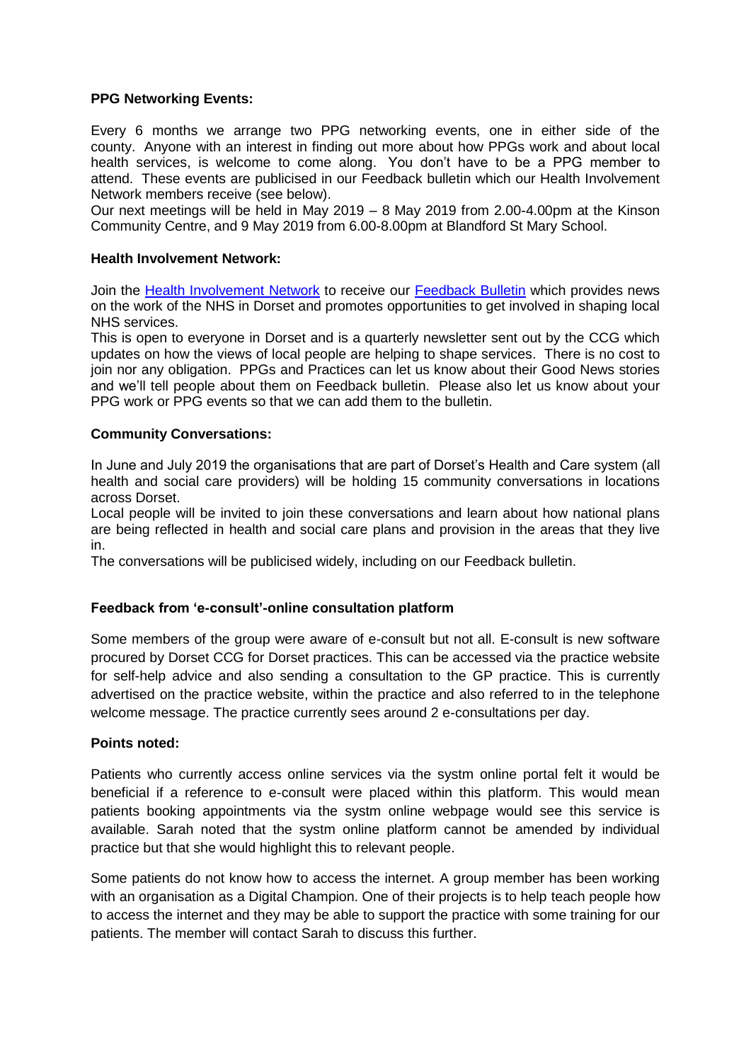**PPG Networking Events:**

Every 6 months we arrange two PPG networking events, one in either side of the county. Anyone with an interest in finding out more about how PPGs work and about local health services, is welcome to come along. You don't have to be a PPG member to attend. These events are publicised in our Feedback bulletin which our Health Involvement Network members receive (see below).

Our next meetings will be held in May 2019 – 8 May 2019 from 2.00-4.00pm at the Kinson Community Centre, and 9 May 2019 from 6.00-8.00pm at Blandford St Mary School.

**Health Involvement Network:**

Join the Health Involvement Network to receive our Feedback Bulletin which provides news on the work of the NHS in Dorset and promotes opportunities to get involved in shaping local NHS services.

This is open to everyone in Dorset and is a quarterly newsletter sent out by the CCG which updates on how the views of local people are helping to shape services. There is no cost to join nor any obligation. PPGs and Practices can let us know about their Good News stories and we'll tell people about them on Feedback bulletin. Please also let us know about your PPG work or PPG events so that we can add them to the bulletin.

**Community Conversations:**

In June and July 2019 the organisations that are part of Dorset's Health and Care system (all health and social care providers) will be holding 15 community conversations in locations across Dorset.

Local people will be invited to join these conversations and learn about how national plans are being reflected in health and social care plans and provision in the areas that they live in.

The conversations will be publicised widely, including on our Feedback bulletin.

**Feedback from 'e-consult'-online consultation platform**

Some members of the group were aware of e-consult but not all. E-consult is new software procured by Dorset CCG for Dorset practices. This can be accessed via the practice website for self-help advice and also sending a consultation to the GP practice. This is currently advertised on the practice website, within the practice and also referred to in the telephone welcome message. The practice currently sees around 2 e-consultations per day.

**Points noted:**

Patients who currently access online services via the systm online portal felt it would be beneficial if a reference to e-consult were placed within this platform. This would mean patients booking appointments via the systm online webpage would see this service is available. Sarah noted that the systm online platform cannot be amended by individual practice but that she would highlight this to relevant people.

Some patients do not know how to access the internet. A group member has been working with an organisation as a Digital Champion. One of their projects is to help teach people how to access the internet and they may be able to support the practice with some training for our patients. The member will contact Sarah to discuss this further.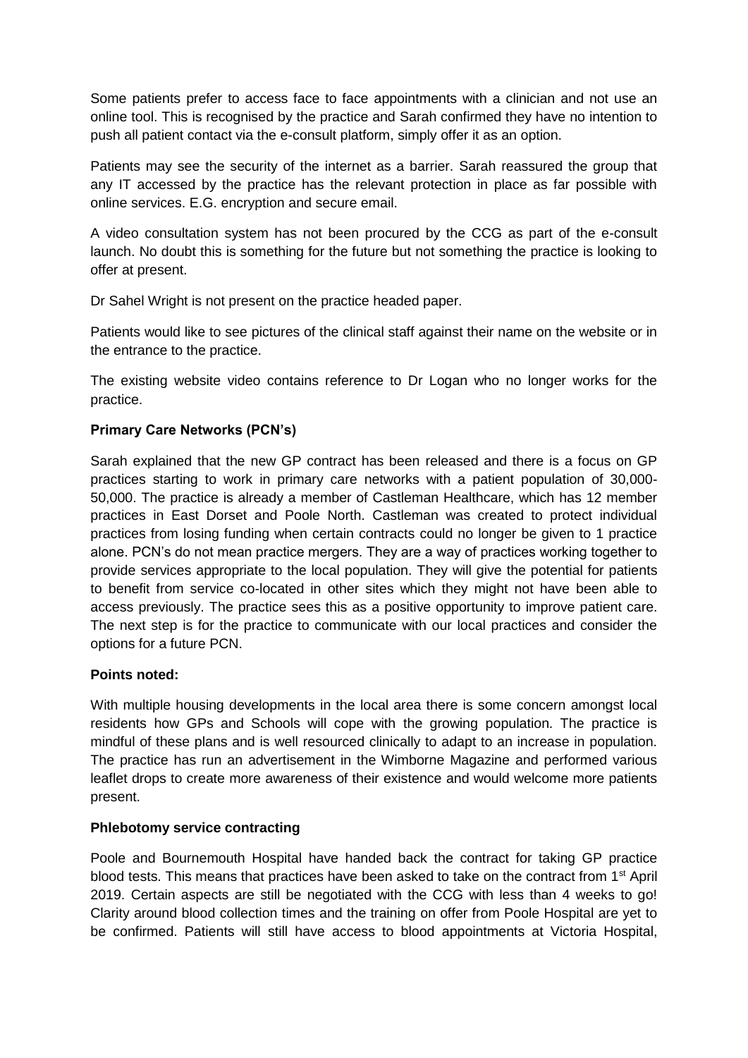Some patients prefer to access face to face appointments with a clinician and not use an online tool. This is recognised by the practice and Sarah confirmed they have no intention to push all patient contact via the e-consult platform, simply offer it as an option.

Patients may see the security of the internet as a barrier. Sarah reassured the group that any IT accessed by the practice has the relevant protection in place as far possible with online services. E.G. encryption and secure email.

A video consultation system has not been procured by the CCG as part of the e-consult launch. No doubt this is something for the future but not something the practice is looking to offer at present.

Dr Sahel Wright is not present on the practice headed paper.

Patients would like to see pictures of the clinical staff against their name on the website or in the entrance to the practice.

The existing website video contains reference to Dr Logan who no longer works for the practice.

**Primary Care Networks (PCN's)**

Sarah explained that the new GP contract has been released and there is a focus on GP practices starting to work in primary care networks with a patient population of 30,000-50,000. The practice is already a member of Castleman Healthcare, which has 12 member practices in East Dorset and Poole North. Castleman was created to protect individual practices from losing funding when certain contracts could no longer be given to 1 practice alone. PCN's do not mean practice mergers. They are a way of practices working together to provide services appropriate to the local population. They will give the potential for patients to benefit from service co-located in other sites which they might not have been able to access previously. The practice sees this as a positive opportunity to improve patient care. The next step is for the practice to communicate with our local practices and consider the options for a future PCN.

**Points noted:**

With multiple housing developments in the local area there is some concern amongst local residents how GPs and Schools will cope with the growing population. The practice is mindful of these plans and is well resourced clinically to adapt to an increase in population. The practice has run an advertisement in the Wimborne Magazine and performed various leaflet drops to create more awareness of their existence and would welcome more patients present.

**Phlebotomy service contracting**

Poole and Bournemouth Hospital have handed back the contract for taking GP practice blood tests. This means that practices have been asked to take on the contract from 1st April 2019. Certain aspects are still be negotiated with the CCG with less than 4 weeks to go! Clarity around blood collection times and the training on offer from Poole Hospital are yet to be confirmed. Patients will still have access to blood appointments at Victoria Hospital,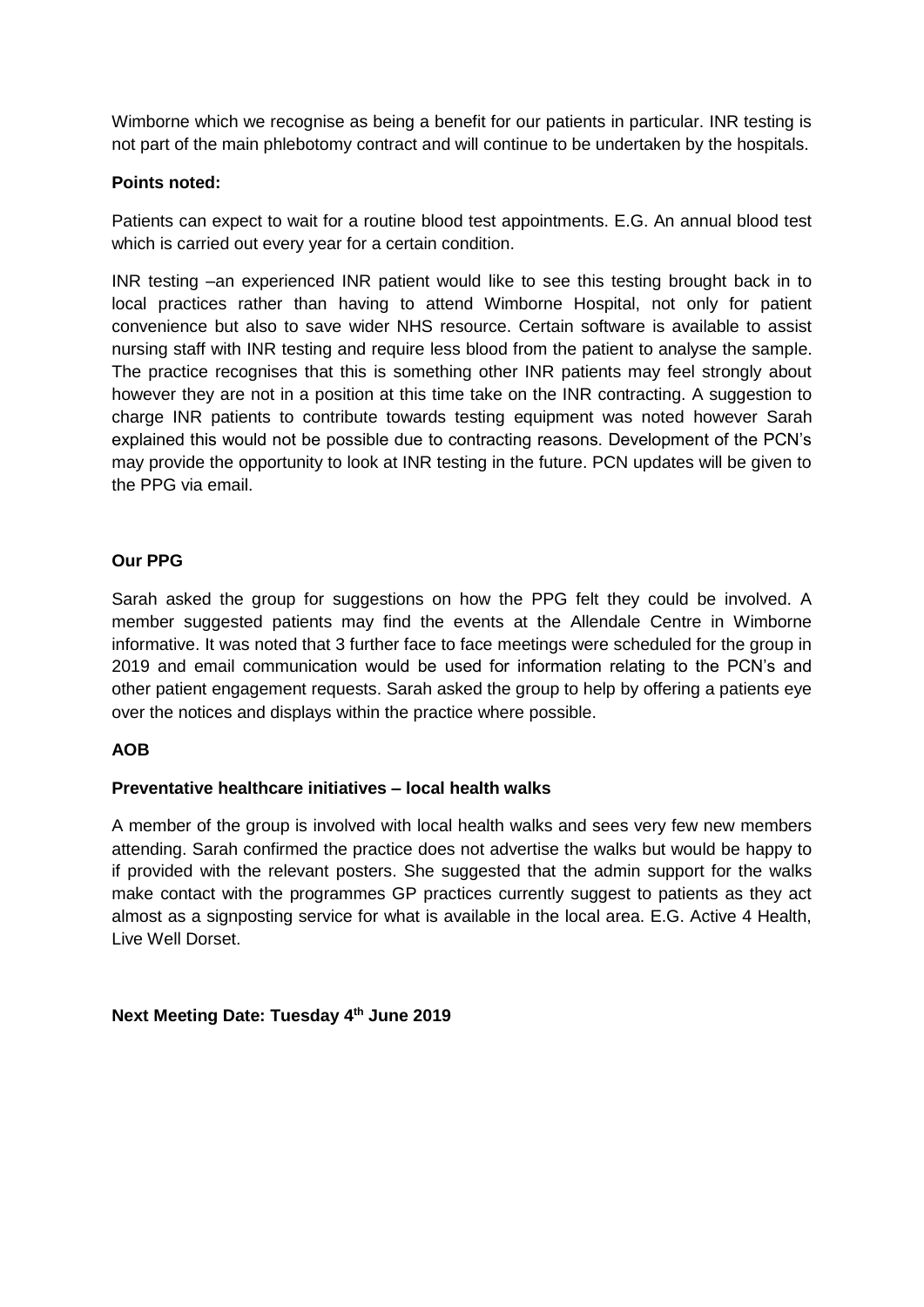Wimborne which we recognise as being a benefit for our patients in particular. INR testing is not part of the main phlebotomy contract and will continue to be undertaken by the hospitals.

**Points noted:**

Patients can expect to wait for a routine blood test appointments. E.G. An annual blood test which is carried out every year for a certain condition.

INR testing –an experienced INR patient would like to see this testing brought back in to local practices rather than having to attend Wimborne Hospital, not only for patient convenience but also to save wider NHS resource. Certain software is available to assist nursing staff with INR testing and require less blood from the patient to analyse the sample. The practice recognises that this is something other INR patients may feel strongly about however they are not in a position at this time take on the INR contracting. A suggestion to charge INR patients to contribute towards testing equipment was noted however Sarah explained this would not be possible due to contracting reasons. Development of the PCN's may provide the opportunity to look at INR testing in the future. PCN updates will be given to the PPG via email.

**Our PPG**

Sarah asked the group for suggestions on how the PPG felt they could be involved. A member suggested patients may find the events at the Allendale Centre in Wimborne informative. It was noted that 3 further face to face meetings were scheduled for the group in 2019 and email communication would be used for information relating to the PCN's and other patient engagement requests. Sarah asked the group to help by offering a patients eye over the notices and displays within the practice where possible.

**AOB**

**Preventative healthcare initiatives – local health walks**

A member of the group is involved with local health walks and sees very few new members attending. Sarah confirmed the practice does not advertise the walks but would be happy to if provided with the relevant posters. She suggested that the admin support for the walks make contact with the programmes GP practices currently suggest to patients as they act almost as a signposting service for what is available in the local area. E.G. Active 4 Health, Live Well Dorset.

**Next Meeting Date: Tuesday 4th June 2019**